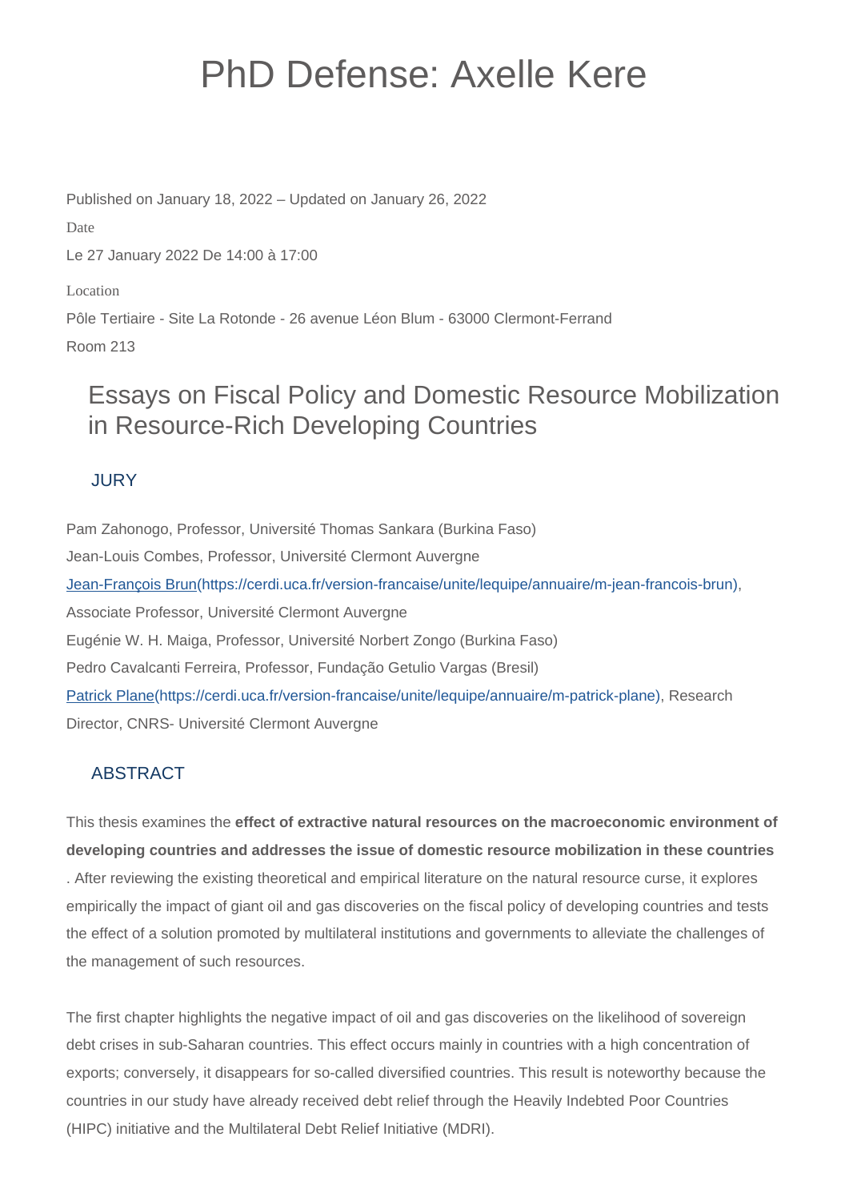# PhD Defense: Axelle Kere

Published on January 18, 2022 – Updated on January 26, 2022

Date

Le 27 January 2022 De 14:00 à 17:00

Location

Pôle Tertiaire - Site La Rotonde - 26 avenue Léon Blum - 63000 Clermont-Ferrand

Room 213

## Essays on Fiscal Policy and Domestic Resource Mobilization in Resource-Rich Developing Countries

### JURY

Pam Zahonogo, Professor, Université Thomas Sankara (Burkina Faso)

Jean-Louis Combes, Professor, Université Clermont Auvergne

[Jean-François Brun](https://cerdi.uca.fr/version-francaise/unite/lequipe/annuaire/m-jean-francois-brun), Associate Professor, Université Clermont Auvergne

Eugénie W. H. Maiga, Professor, Université Norbert Zongo (Burkina Faso)

Pedro Cavalcanti Ferreira, Professor, Fundação Getulio Vargas (Bresil)

[Patrick Plane](https://cerdi.uca.fr/version-francaise/unite/lequipe/annuaire/m-patrick-plane), Research Director, CNRS- Université Clermont Auvergne

### ABSTRACT

This thesis examines the **effect of extractive natural resources on the macroeconomic environment of developing countries and addresses the issue of domestic resource mobilization in these countries**. After reviewing the existing theoretical and empirical literature on the natural resource curse, it explores empirically the impact of giant oil and gas discoveries on the fiscal policy of developing countries and tests the effect of a solution promoted by multilateral institutions and governments to alleviate the challenges of the management of such resources.

The first chapter highlights the negative impact of oil and gas discoveries on the likelihood of sovereign debt crises in sub-Saharan countries. This effect occurs mainly in countries with a high concentration of exports; conversely, it disappears for so-called diversified countries. This result is noteworthy because the countries in our study have already received debt relief through the Heavily Indebted Poor Countries (HIPC) initiative and the Multilateral Debt Relief Initiative (MDRI).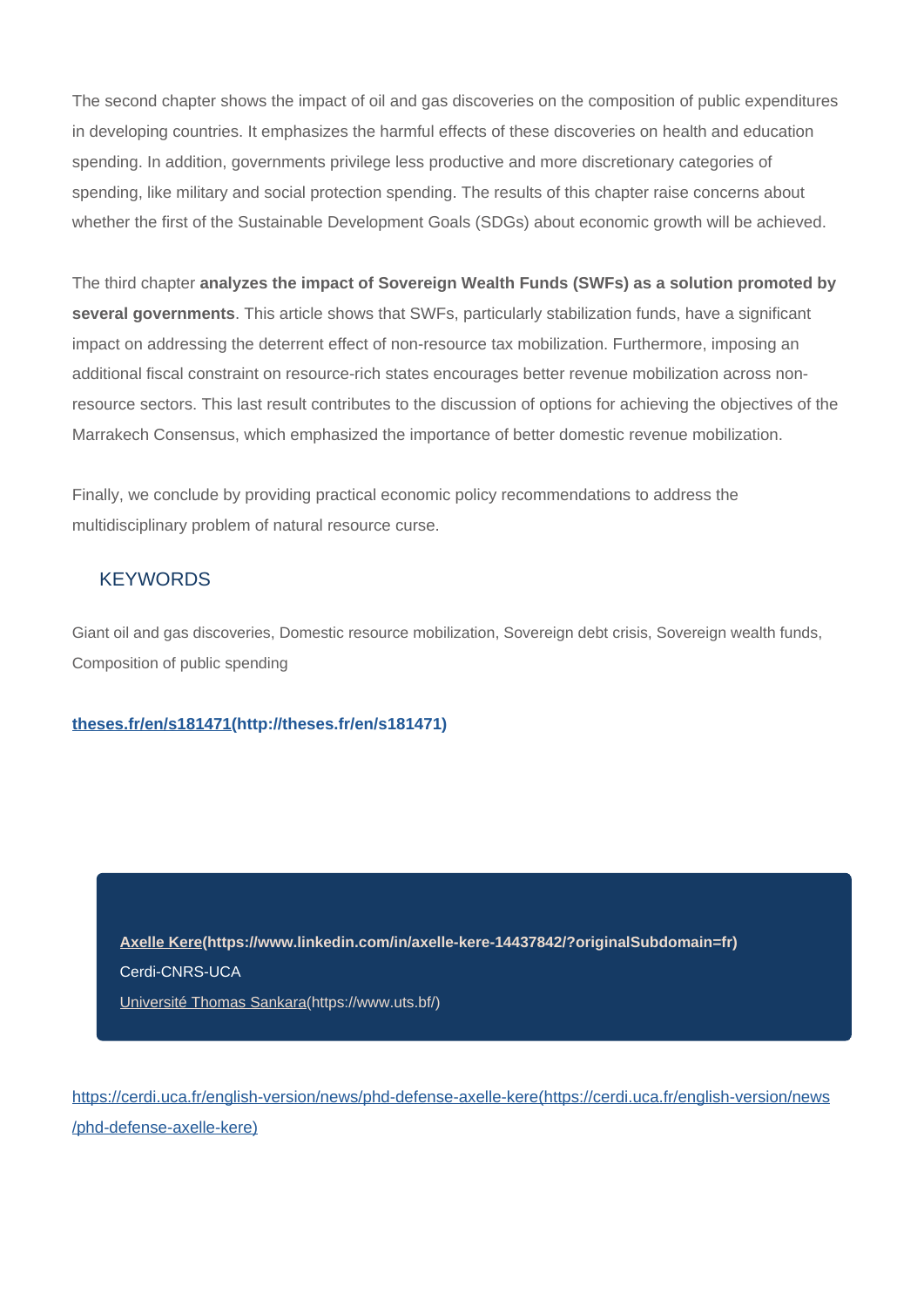The second chapter shows the impact of oil and gas discoveries on the composition of public expenditures in developing countries. It emphasizes the harmful effects of these discoveries on health and education spending. In addition, governments privilege less productive and more discretionary categories of spending, like military and social protection spending. The results of this chapter raise concerns about whether the first of the Sustainable Development Goals (SDGs) about economic growth will be achieved.

The third chapter **analyzes the impact of Sovereign Wealth Funds (SWFs) as a solution promoted by several governments**. This article shows that SWFs, particularly stabilization funds, have a significant impact on addressing the deterrent effect of non-resource tax mobilization. Furthermore, imposing an additional fiscal constraint on resource-rich states encourages better revenue mobilization across non-resource sectors. This last result contributes to the discussion of options for achieving the objectives of the Marrakech Consensus, which emphasized the importance of better domestic revenue mobilization.

Finally, we conclude by providing practical economic policy recommendations to address the multidisciplinary problem of natural resource curse.

## KEYWORDS

Giant oil and gas discoveries, Domestic resource mobilization, Sovereign debt crisis, Sovereign wealth funds, Composition of public spending

**theses.fr/en/s181471(http://theses.fr/en/s181471)**

**Axelle Kere(https://www.linkedin.com/in/axelle-kere-14437842/?originalSubdomain=fr)**
Cerdi-CNRS-UCA
Université Thomas Sankara(https://www.uts.bf/)

https://cerdi.uca.fr/english-version/news/phd-defense-axelle-kere(https://cerdi.uca.fr/english-version/news/phd-defense-axelle-kere)